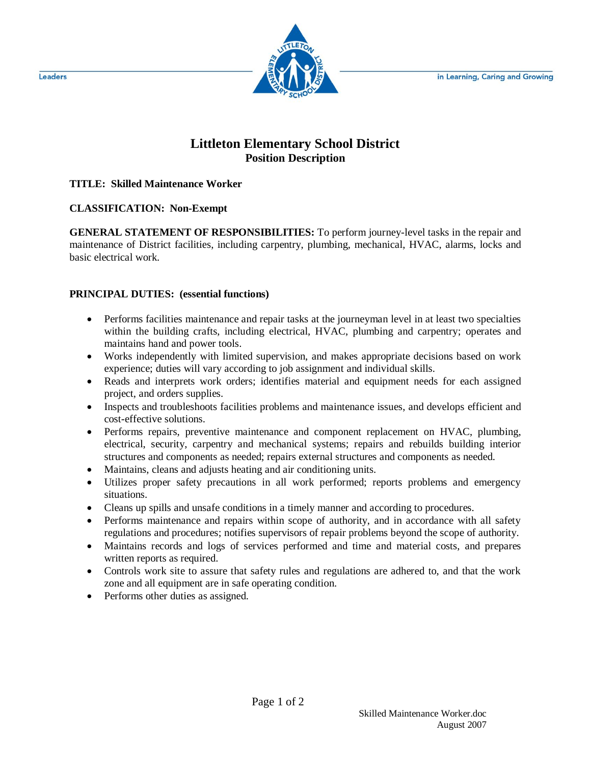# Littleton Elementary School District

## Position Description

**TITLE: Skilled Maintenance Worker**

**CLASSIFICATION: Non-Exempt**

**GENERAL STATEMENT OF RESPONSIBILITIES:** To perform journey-level tasks in the repair and maintenance of District facilities, including carpentry, plumbing, mechanical, HVAC, alarms, locks and basic electrical work.

**PRINCIPAL DUTIES: (essential functions)**

- Performs facilities maintenance and repair tasks at the journeyman level in at least two specialties within the building crafts, including electrical, HVAC, plumbing and carpentry; operates and maintains hand and power tools.
- Works independently with limited supervision, and makes appropriate decisions based on work experience; duties will vary according to job assignment and individual skills.
- Reads and interprets work orders; identifies material and equipment needs for each assigned project, and orders supplies.
- Inspects and troubleshoots facilities problems and maintenance issues, and develops efficient and cost-effective solutions.
- Performs repairs, preventive maintenance and component replacement on HVAC, plumbing, electrical, security, carpentry and mechanical systems; repairs and rebuilds building interior structures and components as needed; repairs external structures and components as needed.
- Maintains, cleans and adjusts heating and air conditioning units.
- Utilizes proper safety precautions in all work performed; reports problems and emergency situations.
- Cleans up spills and unsafe conditions in a timely manner and according to procedures.
- Performs maintenance and repairs within scope of authority, and in accordance with all safety regulations and procedures; notifies supervisors of repair problems beyond the scope of authority.
- Maintains records and logs of services performed and time and material costs, and prepares written reports as required.
- Controls work site to assure that safety rules and regulations are adhered to, and that the work zone and all equipment are in safe operating condition.
- Performs other duties as assigned.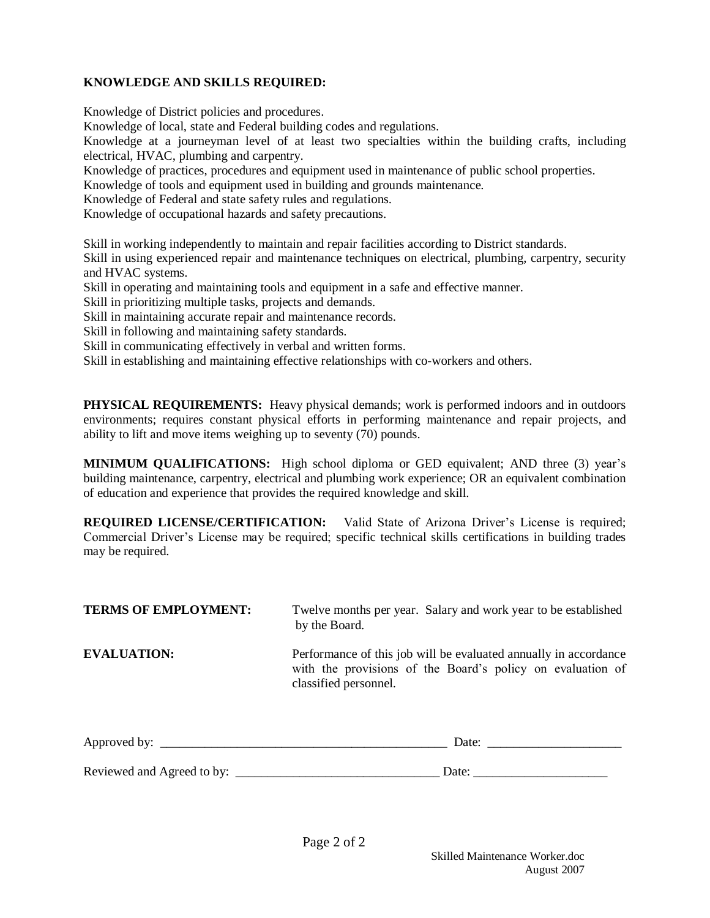**KNOWLEDGE AND SKILLS REQUIRED:**

Knowledge of District policies and procedures.
Knowledge of local, state and Federal building codes and regulations.
Knowledge at a journeyman level of at least two specialties within the building crafts, including electrical, HVAC, plumbing and carpentry.
Knowledge of practices, procedures and equipment used in maintenance of public school properties.
Knowledge of tools and equipment used in building and grounds maintenance.
Knowledge of Federal and state safety rules and regulations.
Knowledge of occupational hazards and safety precautions.

Skill in working independently to maintain and repair facilities according to District standards.
Skill in using experienced repair and maintenance techniques on electrical, plumbing, carpentry, security and HVAC systems.
Skill in operating and maintaining tools and equipment in a safe and effective manner.
Skill in prioritizing multiple tasks, projects and demands.
Skill in maintaining accurate repair and maintenance records.
Skill in following and maintaining safety standards.
Skill in communicating effectively in verbal and written forms.
Skill in establishing and maintaining effective relationships with co-workers and others.

**PHYSICAL REQUIREMENTS:** Heavy physical demands; work is performed indoors and in outdoors environments; requires constant physical efforts in performing maintenance and repair projects, and ability to lift and move items weighing up to seventy (70) pounds.

**MINIMUM QUALIFICATIONS:** High school diploma or GED equivalent; AND three (3) year's building maintenance, carpentry, electrical and plumbing work experience; OR an equivalent combination of education and experience that provides the required knowledge and skill.

**REQUIRED LICENSE/CERTIFICATION:** Valid State of Arizona Driver's License is required; Commercial Driver's License may be required; specific technical skills certifications in building trades may be required.

**TERMS OF EMPLOYMENT:** Twelve months per year. Salary and work year to be established by the Board.

**EVALUATION:** Performance of this job will be evaluated annually in accordance with the provisions of the Board's policy on evaluation of classified personnel.

Approved by: ______________________________________________ Date: _____________________

Reviewed and Agreed to by: ________________________________ Date: _____________________

Skilled Maintenance Worker.doc
August 2007